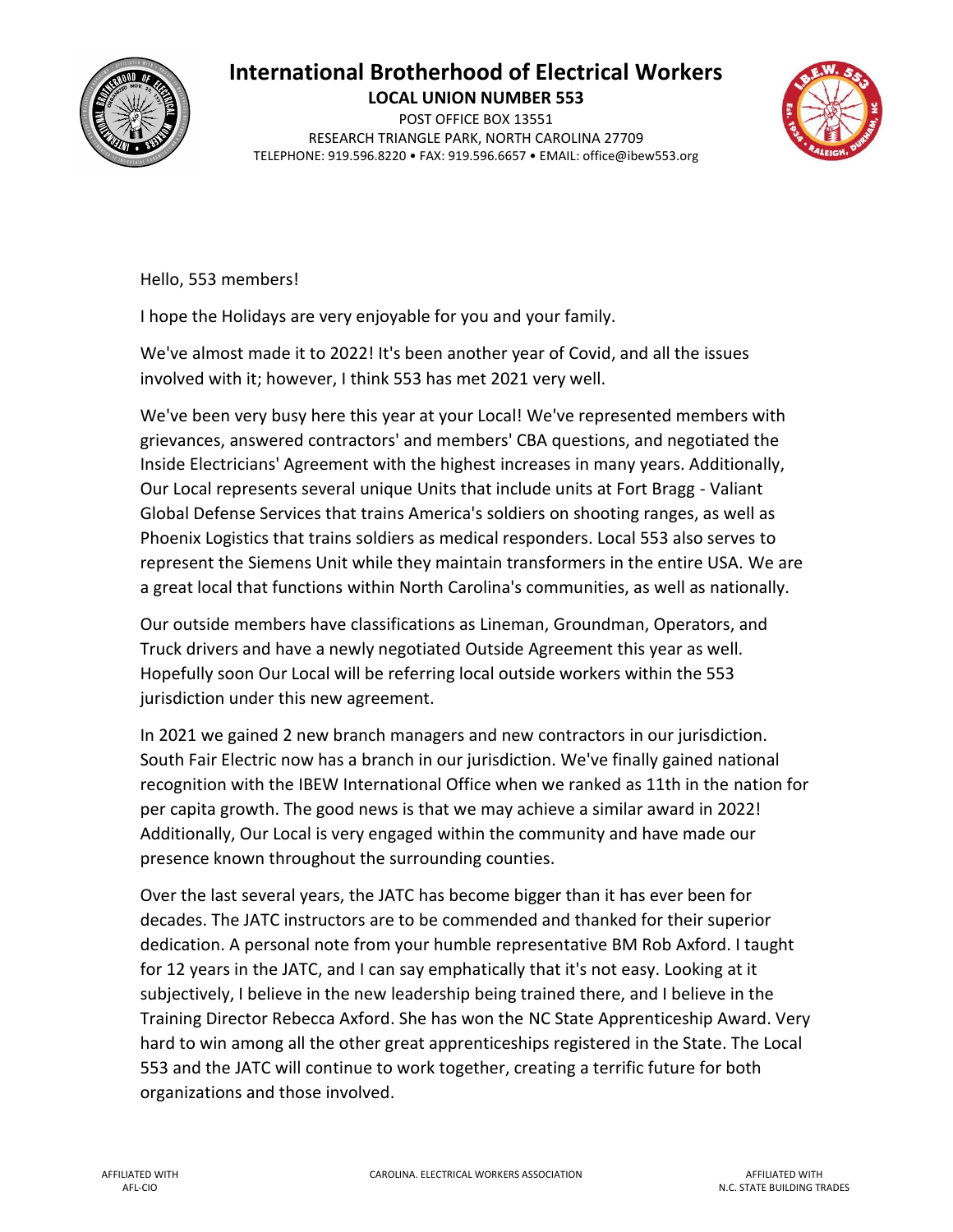# International Brotherhood of Electrical Workers

**LOCAL UNION NUMBER 553**

POST OFFICE BOX 13551
RESEARCH TRIANGLE PARK, NORTH CAROLINA 27709
TELEPHONE: 919.596.8220 • FAX: 919.596.6657 • EMAIL: office@ibew553.org

Hello, 553 members!

I hope the Holidays are very enjoyable for you and your family.

We've almost made it to 2022! It's been another year of Covid, and all the issues involved with it; however, I think 553 has met 2021 very well.

We've been very busy here this year at your Local! We've represented members with grievances, answered contractors' and members' CBA questions, and negotiated the Inside Electricians' Agreement with the highest increases in many years. Additionally, Our Local represents several unique Units that include units at Fort Bragg - Valiant Global Defense Services that trains America's soldiers on shooting ranges, as well as Phoenix Logistics that trains soldiers as medical responders. Local 553 also serves to represent the Siemens Unit while they maintain transformers in the entire USA. We are a great local that functions within North Carolina's communities, as well as nationally.

Our outside members have classifications as Lineman, Groundman, Operators, and Truck drivers and have a newly negotiated Outside Agreement this year as well. Hopefully soon Our Local will be referring local outside workers within the 553 jurisdiction under this new agreement.

In 2021 we gained 2 new branch managers and new contractors in our jurisdiction. South Fair Electric now has a branch in our jurisdiction. We've finally gained national recognition with the IBEW International Office when we ranked as 11th in the nation for per capita growth. The good news is that we may achieve a similar award in 2022! Additionally, Our Local is very engaged within the community and have made our presence known throughout the surrounding counties.

Over the last several years, the JATC has become bigger than it has ever been for decades. The JATC instructors are to be commended and thanked for their superior dedication. A personal note from your humble representative BM Rob Axford. I taught for 12 years in the JATC, and I can say emphatically that it's not easy. Looking at it subjectively, I believe in the new leadership being trained there, and I believe in the Training Director Rebecca Axford. She has won the NC State Apprenticeship Award. Very hard to win among all the other great apprenticeships registered in the State. The Local 553 and the JATC will continue to work together, creating a terrific future for both organizations and those involved.

AFFILIATED WITH AFL-CIO | CAROLINA. ELECTRICAL WORKERS ASSOCIATION | AFFILIATED WITH N.C. STATE BUILDING TRADES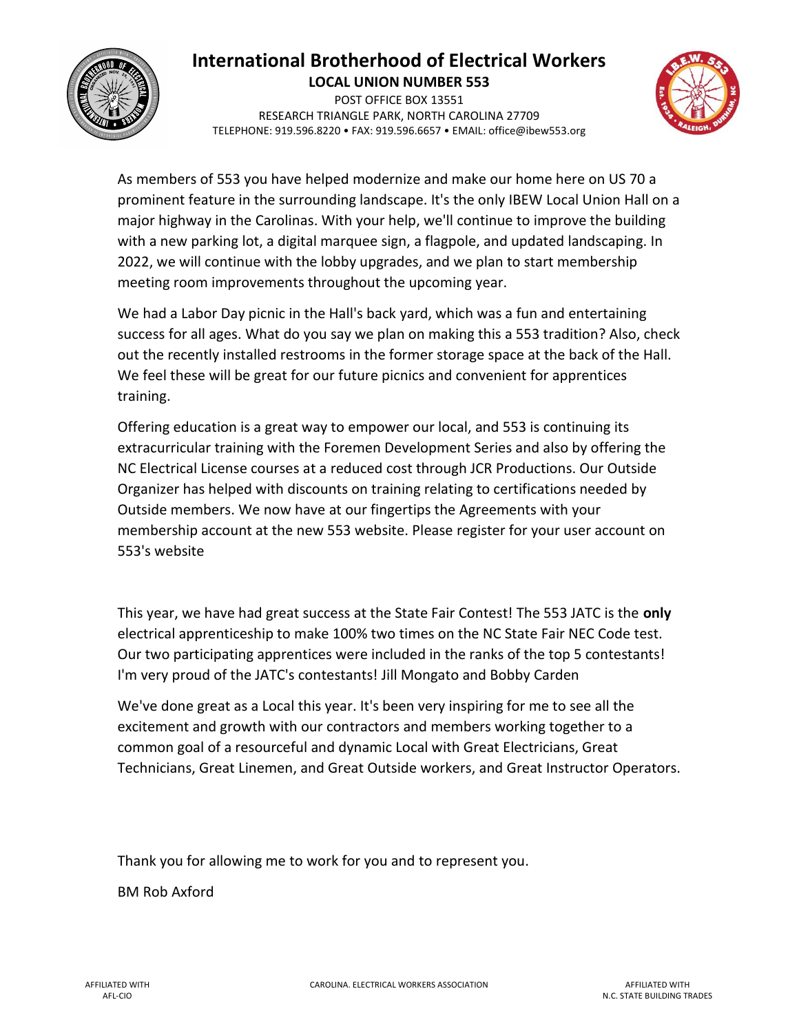# International Brotherhood of Electrical Workers

**LOCAL UNION NUMBER 553**

POST OFFICE BOX 13551
RESEARCH TRIANGLE PARK, NORTH CAROLINA 27709
TELEPHONE: 919.596.8220 • FAX: 919.596.6657 • EMAIL: office@ibew553.org

As members of 553 you have helped modernize and make our home here on US 70 a prominent feature in the surrounding landscape. It's the only IBEW Local Union Hall on a major highway in the Carolinas. With your help, we'll continue to improve the building with a new parking lot, a digital marquee sign, a flagpole, and updated landscaping. In 2022, we will continue with the lobby upgrades, and we plan to start membership meeting room improvements throughout the upcoming year.

We had a Labor Day picnic in the Hall's back yard, which was a fun and entertaining success for all ages. What do you say we plan on making this a 553 tradition? Also, check out the recently installed restrooms in the former storage space at the back of the Hall. We feel these will be great for our future picnics and convenient for apprentices training.

Offering education is a great way to empower our local, and 553 is continuing its extracurricular training with the Foremen Development Series and also by offering the NC Electrical License courses at a reduced cost through JCR Productions. Our Outside Organizer has helped with discounts on training relating to certifications needed by Outside members. We now have at our fingertips the Agreements with your membership account at the new 553 website. Please register for your user account on 553's website

This year, we have had great success at the State Fair Contest! The 553 JATC is the **only** electrical apprenticeship to make 100% two times on the NC State Fair NEC Code test. Our two participating apprentices were included in the ranks of the top 5 contestants! I'm very proud of the JATC's contestants! Jill Mongato and Bobby Carden

We've done great as a Local this year. It's been very inspiring for me to see all the excitement and growth with our contractors and members working together to a common goal of a resourceful and dynamic Local with Great Electricians, Great Technicians, Great Linemen, and Great Outside workers, and Great Instructor Operators.

Thank you for allowing me to work for you and to represent you.

BM Rob Axford

AFFILIATED WITH AFL-CIO — CAROLINA. ELECTRICAL WORKERS ASSOCIATION — AFFILIATED WITH N.C. STATE BUILDING TRADES